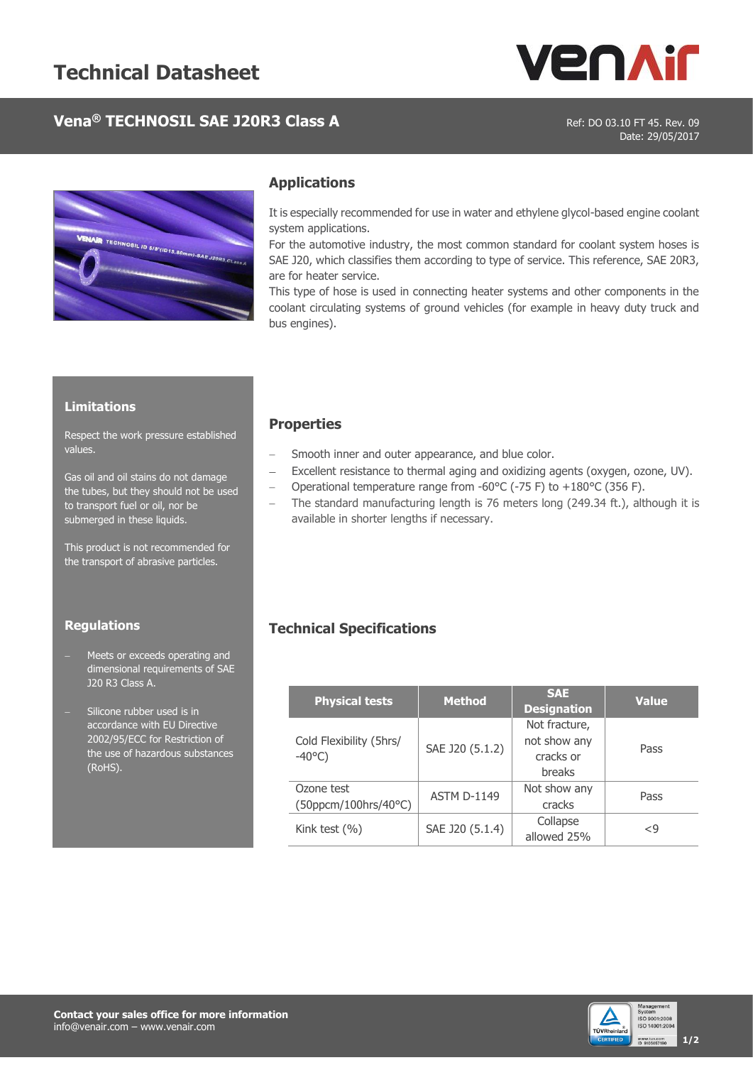# Technical Datasheet

## Vena® TECHNOSIL SAE J20R3 Class A

Ref: DO 03.10 FT 45. Rev. 09
Date: 29/05/2017

### Applications

It is especially recommended for use in water and ethylene glycol-based engine coolant system applications.
For the automotive industry, the most common standard for coolant system hoses is SAE J20, which classifies them according to type of service. This reference, SAE 20R3, are for heater service.
This type of hose is used in connecting heater systems and other components in the coolant circulating systems of ground vehicles (for example in heavy duty truck and bus engines).

### Limitations

Respect the work pressure established values.

Gas oil and oil stains do not damage the tubes, but they should not be used to transport fuel or oil, nor be submerged in these liquids.

This product is not recommended for the transport of abrasive particles.

### Regulations

- Meets or exceeds operating and dimensional requirements of SAE J20 R3 Class A.
- Silicone rubber used is in accordance with EU Directive 2002/95/ECC for Restriction of the use of hazardous substances (RoHS).

### Properties

- Smooth inner and outer appearance, and blue color.
- Excellent resistance to thermal aging and oxidizing agents (oxygen, ozone, UV).
- Operational temperature range from -60°C (-75 F) to +180°C (356 F).
- The standard manufacturing length is 76 meters long (249.34 ft.), although it is available in shorter lengths if necessary.

### Technical Specifications

| Physical tests | Method | SAE Designation | Value |
|---|---|---|---|
| Cold Flexibility (5hrs/ -40°C) | SAE J20 (5.1.2) | Not fracture, not show any cracks or breaks | Pass |
| Ozone test (50ppcm/100hrs/40°C) | ASTM D-1149 | Not show any cracks | Pass |
| Kink test (%) | SAE J20 (5.1.4) | Collapse allowed 25% | <9 |

**Contact your sales office for more information**
info@venair.com – www.venair.com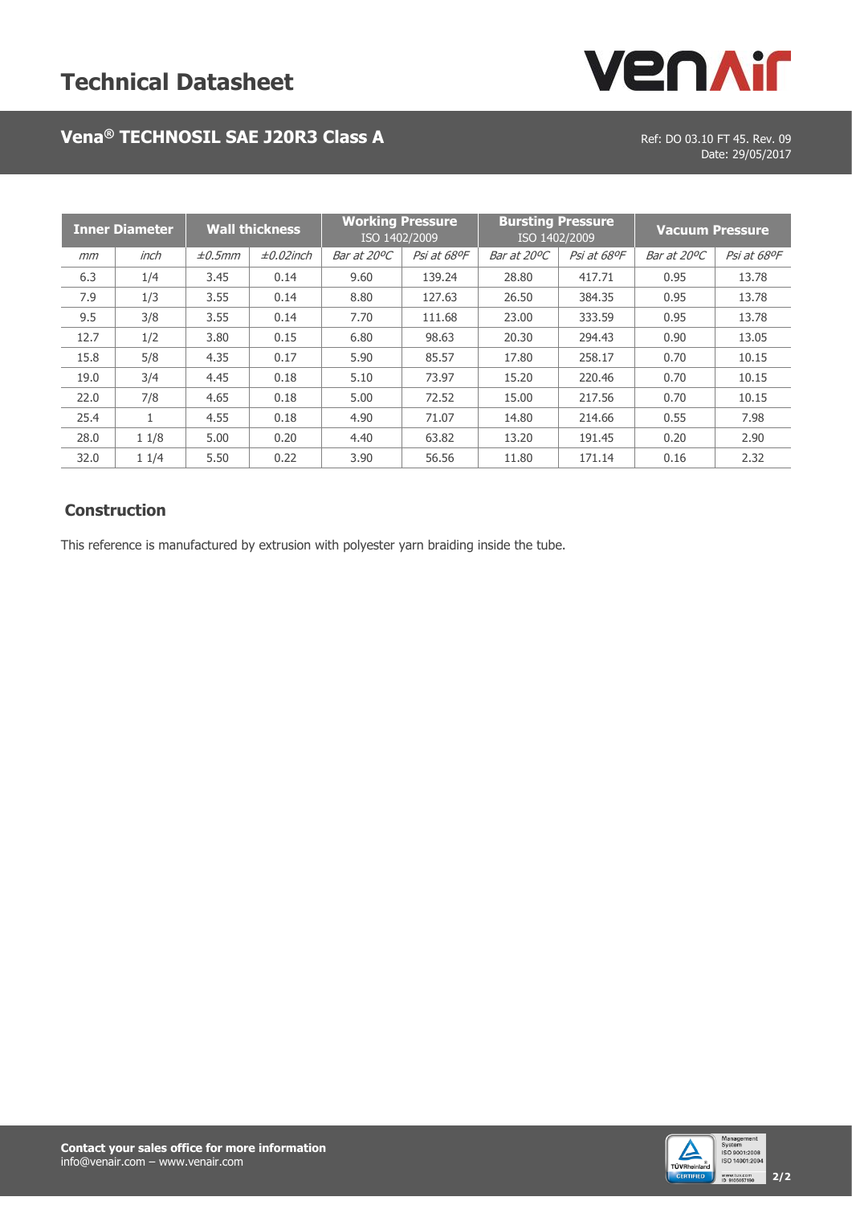# Technical Datasheet

## Vena® TECHNOSIL SAE J20R3 Class A

Ref: DO 03.10 FT 45. Rev. 09
Date: 29/05/2017

| Inner Diameter | | Wall thickness | | Working Pressure ISO 1402/2009 | | Bursting Pressure ISO 1402/2009 | | Vacuum Pressure | |
|---|---|---|---|---|---|---|---|---|---|
| *mm* | *inch* | *±0.5mm* | *±0.02inch* | *Bar at 20ºC* | *Psi at 68ºF* | *Bar at 20ºC* | *Psi at 68ºF* | *Bar at 20ºC* | *Psi at 68ºF* |
| 6.3 | 1/4 | 3.45 | 0.14 | 9.60 | 139.24 | 28.80 | 417.71 | 0.95 | 13.78 |
| 7.9 | 1/3 | 3.55 | 0.14 | 8.80 | 127.63 | 26.50 | 384.35 | 0.95 | 13.78 |
| 9.5 | 3/8 | 3.55 | 0.14 | 7.70 | 111.68 | 23.00 | 333.59 | 0.95 | 13.78 |
| 12.7 | 1/2 | 3.80 | 0.15 | 6.80 | 98.63 | 20.30 | 294.43 | 0.90 | 13.05 |
| 15.8 | 5/8 | 4.35 | 0.17 | 5.90 | 85.57 | 17.80 | 258.17 | 0.70 | 10.15 |
| 19.0 | 3/4 | 4.45 | 0.18 | 5.10 | 73.97 | 15.20 | 220.46 | 0.70 | 10.15 |
| 22.0 | 7/8 | 4.65 | 0.18 | 5.00 | 72.52 | 15.00 | 217.56 | 0.70 | 10.15 |
| 25.4 | 1 | 4.55 | 0.18 | 4.90 | 71.07 | 14.80 | 214.66 | 0.55 | 7.98 |
| 28.0 | 1 1/8 | 5.00 | 0.20 | 4.40 | 63.82 | 13.20 | 191.45 | 0.20 | 2.90 |
| 32.0 | 1 1/4 | 5.50 | 0.22 | 3.90 | 56.56 | 11.80 | 171.14 | 0.16 | 2.32 |

### Construction

This reference is manufactured by extrusion with polyester yarn braiding inside the tube.

**Contact your sales office for more information**
info@venair.com – www.venair.com